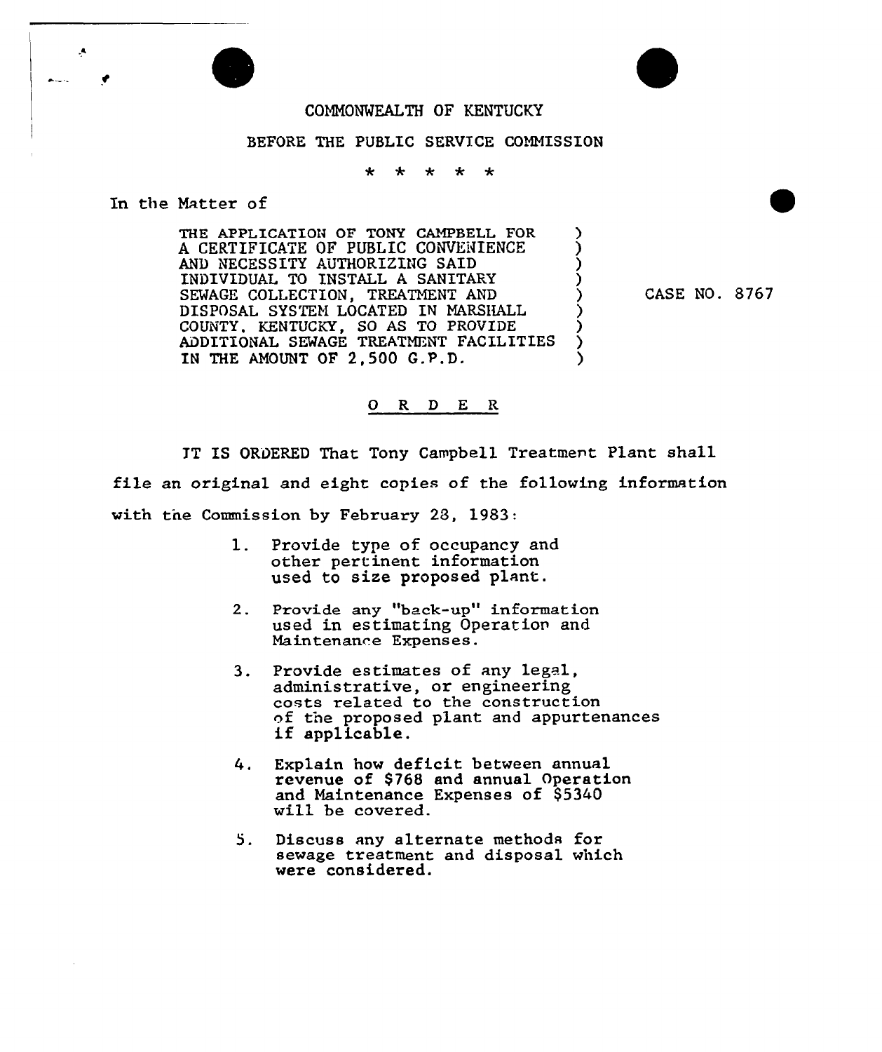COMMONWEALTH OF KENTUCKY

BEFORE THE PUBLIC SERVICE COMMISSION

\* \* \* \* \*

In the Matter of

| | | |
|---|---|---|
| THE APPLICATION OF TONY CAMPBELL FOR A CERTIFICATE OF PUBLIC CONVENIENCE AND NECESSITY AUTHORIZING SAID INDIVIDUAL TO INSTALL A SANITARY SEWAGE COLLECTION, TREATMENT AND DISPOSAL SYSTEM LOCATED IN MARSHALL COUNTY, KENTUCKY, SO AS TO PROVIDE ADDITIONAL SEWAGE TREATMENT FACILITIES IN THE AMOUNT OF 2,500 G.P.D. | ) | CASE NO. 8767 |

## O R D E R

IT IS ORDERED That Tony Campbell Treatment Plant shall file an original and eight copies of the following information with the Commission by February 28, 1983:

1. Provide type of occupancy and other pertinent information used to size proposed plant.

2. Provide any "back-up" information used in estimating Operation and Maintenance Expenses.

3. Provide estimates of any legal, administrative, or engineering costs related to the construction of the proposed plant and appurtenances if applicable.

4. Explain how deficit between annual revenue of $768 and annual Operation and Maintenance Expenses of $5340 will be covered.

5. Discuss any alternate methods for sewage treatment and disposal which were considered.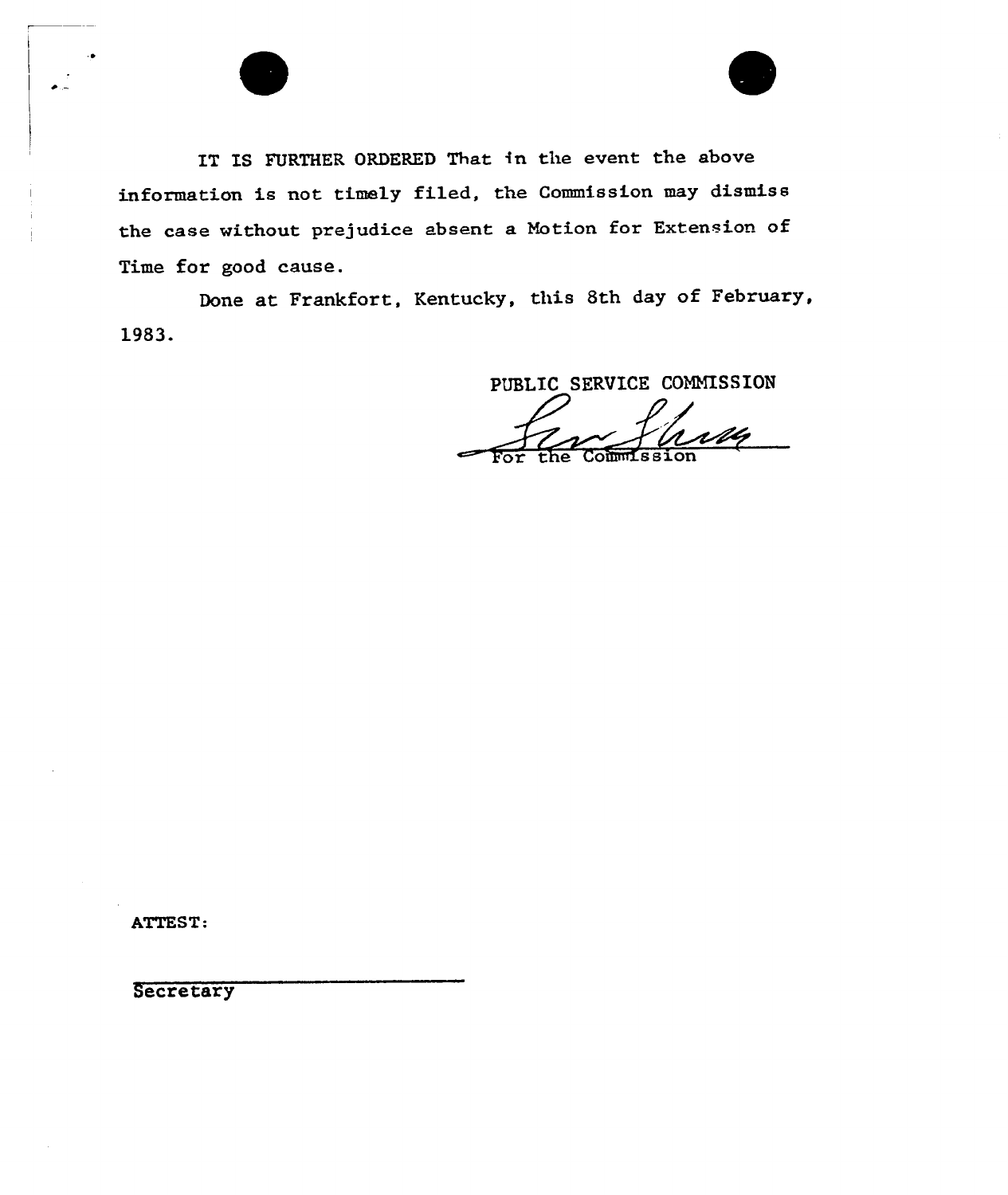IT IS FURTHER ORDERED That in the event the above information is not timely filed, the Commission may dismiss the case without prejudice absent a Motion for Extension of Time for good cause.

Done at Frankfort, Kentucky, this 8th day of February, 1983.

PUBLIC SERVICE COMMISSION

For the Commission

ATTEST:

Secretary